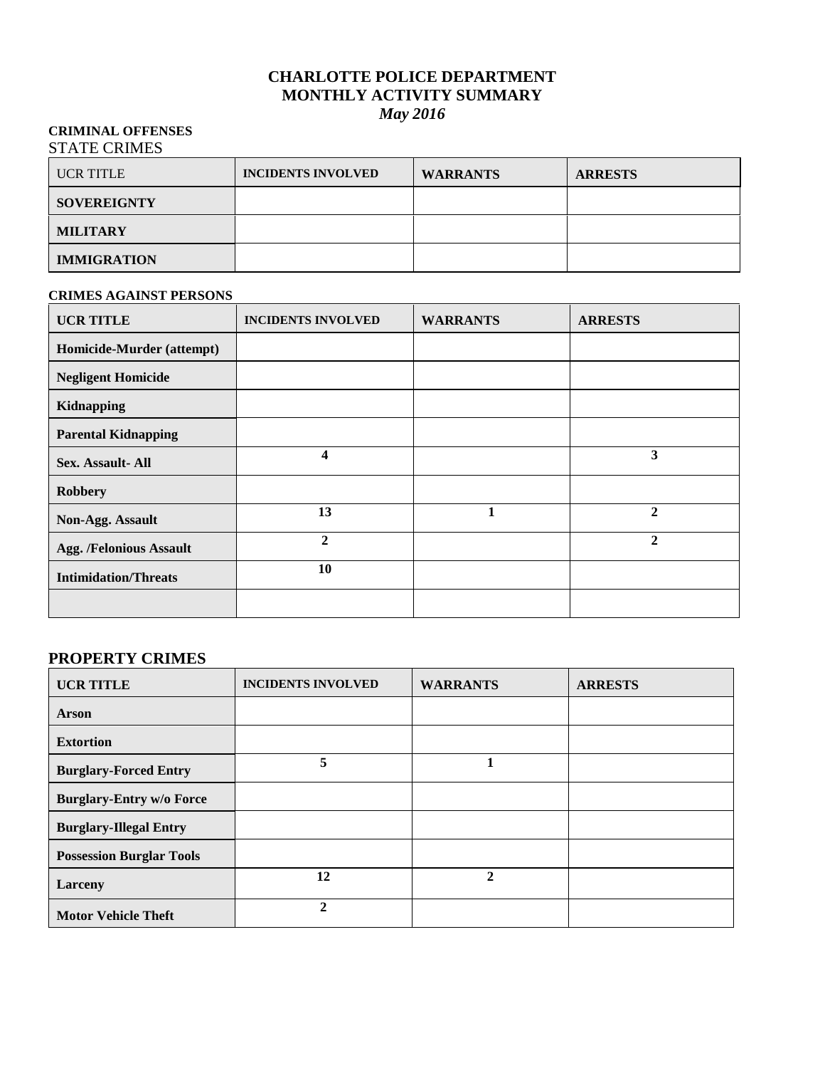# CHARLOTTE POLICE DEPARTMENT
# MONTHLY ACTIVITY SUMMARY
*May 2016*

**CRIMINAL OFFENSES**

STATE CRIMES

| UCR TITLE | INCIDENTS INVOLVED | WARRANTS | ARRESTS |
|---|---|---|---|
| **SOVEREIGNTY** | | | |
| **MILITARY** | | | |
| **IMMIGRATION** | | | |

**CRIMES AGAINST PERSONS**

| UCR TITLE | INCIDENTS INVOLVED | WARRANTS | ARRESTS |
|---|---|---|---|
| **Homicide-Murder (attempt)** | | | |
| **Negligent Homicide** | | | |
| **Kidnapping** | | | |
| **Parental Kidnapping** | | | |
| **Sex. Assault- All** | 4 | | 3 |
| **Robbery** | | | |
| **Non-Agg. Assault** | 13 | 1 | 2 |
| **Agg. /Felonious Assault** | 2 | | 2 |
| **Intimidation/Threats** | 10 | | |
| | | | |

## PROPERTY CRIMES

| UCR TITLE | INCIDENTS INVOLVED | WARRANTS | ARRESTS |
|---|---|---|---|
| **Arson** | | | |
| **Extortion** | | | |
| **Burglary-Forced Entry** | 5 | 1 | |
| **Burglary-Entry w/o Force** | | | |
| **Burglary-Illegal Entry** | | | |
| **Possession Burglar Tools** | | | |
| **Larceny** | 12 | 2 | |
| **Motor Vehicle Theft** | 2 | | |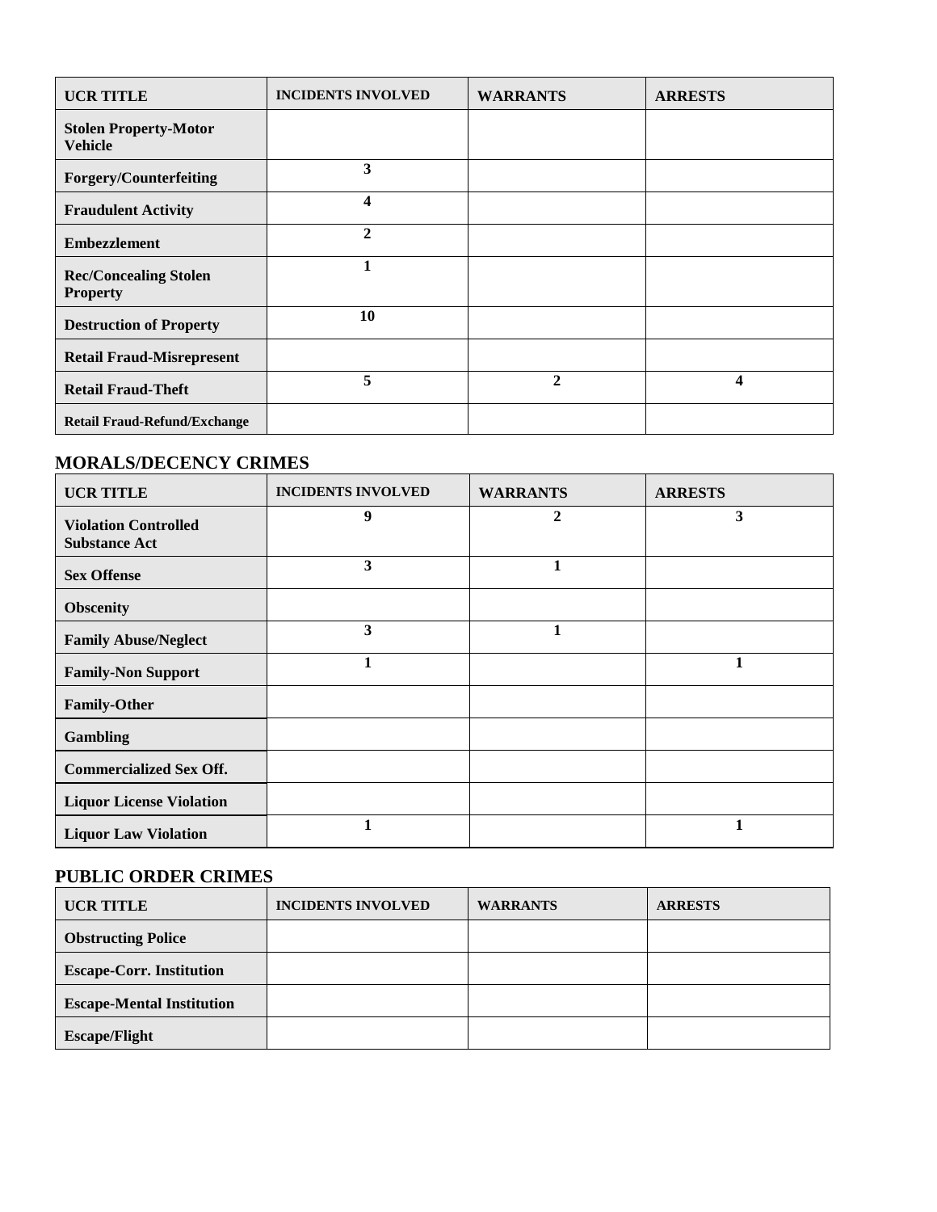| UCR TITLE | INCIDENTS INVOLVED | WARRANTS | ARRESTS |
|---|---|---|---|
| **Stolen Property-Motor Vehicle** | | | |
| **Forgery/Counterfeiting** | **3** | | |
| **Fraudulent Activity** | **4** | | |
| **Embezzlement** | **2** | | |
| **Rec/Concealing Stolen Property** | **1** | | |
| **Destruction of Property** | **10** | | |
| **Retail Fraud-Misrepresent** | | | |
| **Retail Fraud-Theft** | **5** | **2** | **4** |
| **Retail Fraud-Refund/Exchange** | | | |

## MORALS/DECENCY CRIMES

| UCR TITLE | INCIDENTS INVOLVED | WARRANTS | ARRESTS |
|---|---|---|---|
| **Violation Controlled Substance Act** | **9** | **2** | **3** |
| **Sex Offense** | **3** | **1** | |
| **Obscenity** | | | |
| **Family Abuse/Neglect** | **3** | **1** | |
| **Family-Non Support** | **1** | | **1** |
| **Family-Other** | | | |
| **Gambling** | | | |
| **Commercialized Sex Off.** | | | |
| **Liquor License Violation** | | | |
| **Liquor Law Violation** | **1** | | **1** |

## PUBLIC ORDER CRIMES

| UCR TITLE | INCIDENTS INVOLVED | WARRANTS | ARRESTS |
|---|---|---|---|
| **Obstructing Police** | | | |
| **Escape-Corr. Institution** | | | |
| **Escape-Mental Institution** | | | |
| **Escape/Flight** | | | |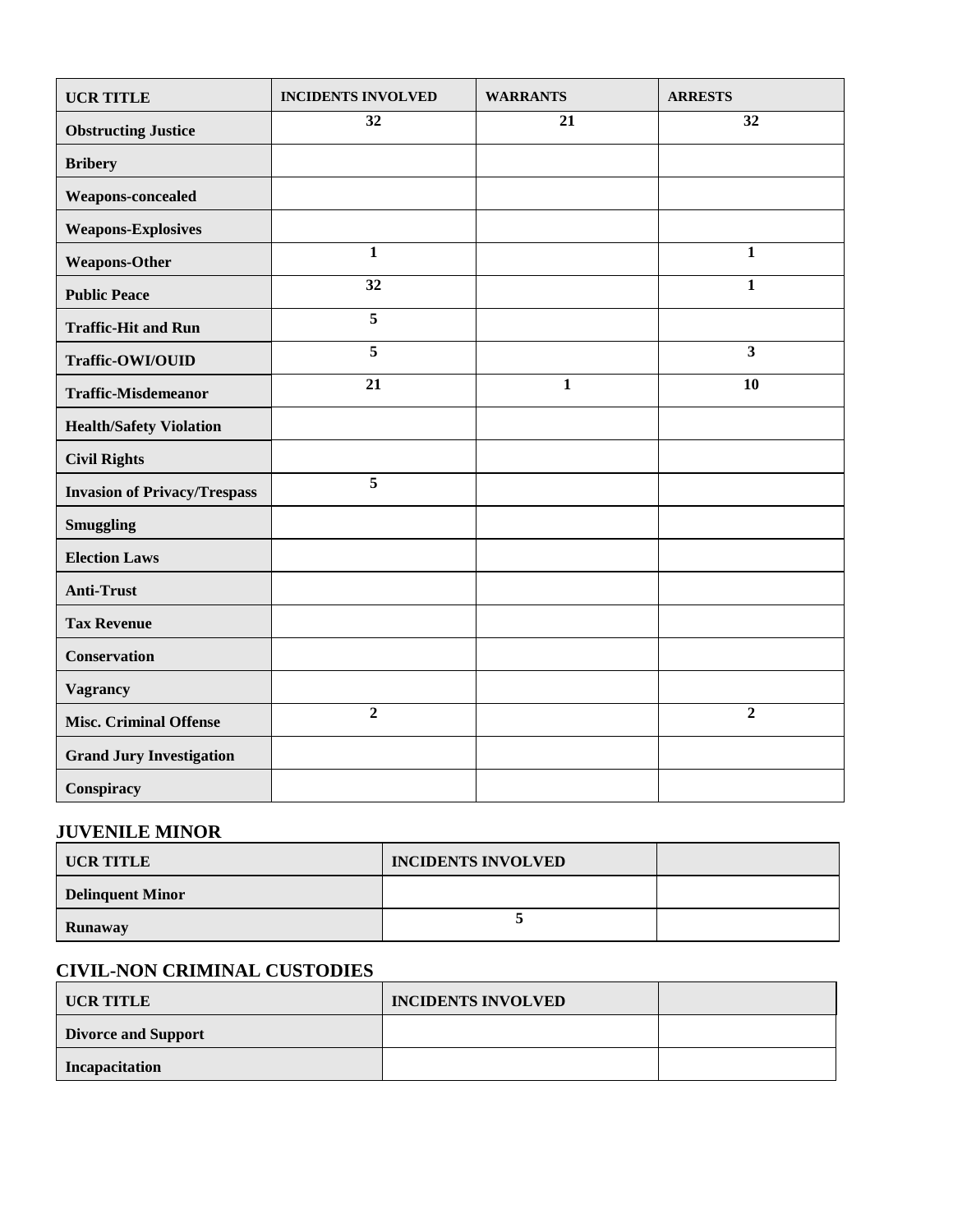| UCR TITLE | INCIDENTS INVOLVED | WARRANTS | ARRESTS |
| --- | --- | --- | --- |
| Obstructing Justice | 32 | 21 | 32 |
| Bribery | | | |
| Weapons-concealed | | | |
| Weapons-Explosives | | | |
| Weapons-Other | 1 | | 1 |
| Public Peace | 32 | | 1 |
| Traffic-Hit and Run | 5 | | |
| Traffic-OWI/OUID | 5 | | 3 |
| Traffic-Misdemeanor | 21 | 1 | 10 |
| Health/Safety Violation | | | |
| Civil Rights | | | |
| Invasion of Privacy/Trespass | 5 | | |
| Smuggling | | | |
| Election Laws | | | |
| Anti-Trust | | | |
| Tax Revenue | | | |
| Conservation | | | |
| Vagrancy | | | |
| Misc. Criminal Offense | 2 | | 2 |
| Grand Jury Investigation | | | |
| Conspiracy | | | |

## JUVENILE MINOR

| UCR TITLE | INCIDENTS INVOLVED | |
| --- | --- | --- |
| Delinquent Minor | | |
| Runaway | 5 | |

## CIVIL-NON CRIMINAL CUSTODIES

| UCR TITLE | INCIDENTS INVOLVED | |
| --- | --- | --- |
| Divorce and Support | | |
| Incapacitation | | |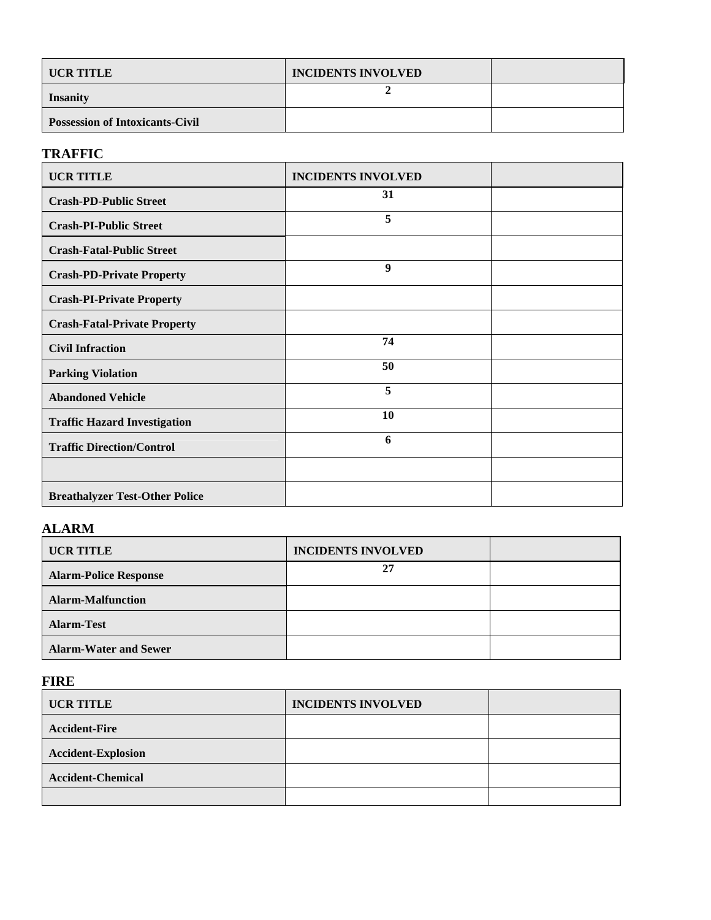| UCR TITLE | INCIDENTS INVOLVED | |
|---|---|---|
| Insanity | 2 | |
| Possession of Intoxicants-Civil | | |

## TRAFFIC

| UCR TITLE | INCIDENTS INVOLVED | |
|---|---|---|
| Crash-PD-Public Street | 31 | |
| Crash-PI-Public Street | 5 | |
| Crash-Fatal-Public Street | | |
| Crash-PD-Private Property | 9 | |
| Crash-PI-Private Property | | |
| Crash-Fatal-Private Property | | |
| Civil Infraction | 74 | |
| Parking Violation | 50 | |
| Abandoned Vehicle | 5 | |
| Traffic Hazard Investigation | 10 | |
| Traffic Direction/Control | 6 | |
| | | |
| Breathalyzer Test-Other Police | | |

## ALARM

| UCR TITLE | INCIDENTS INVOLVED | |
|---|---|---|
| Alarm-Police Response | 27 | |
| Alarm-Malfunction | | |
| Alarm-Test | | |
| Alarm-Water and Sewer | | |

## FIRE

| UCR TITLE | INCIDENTS INVOLVED | |
|---|---|---|
| Accident-Fire | | |
| Accident-Explosion | | |
| Accident-Chemical | | |
| | | |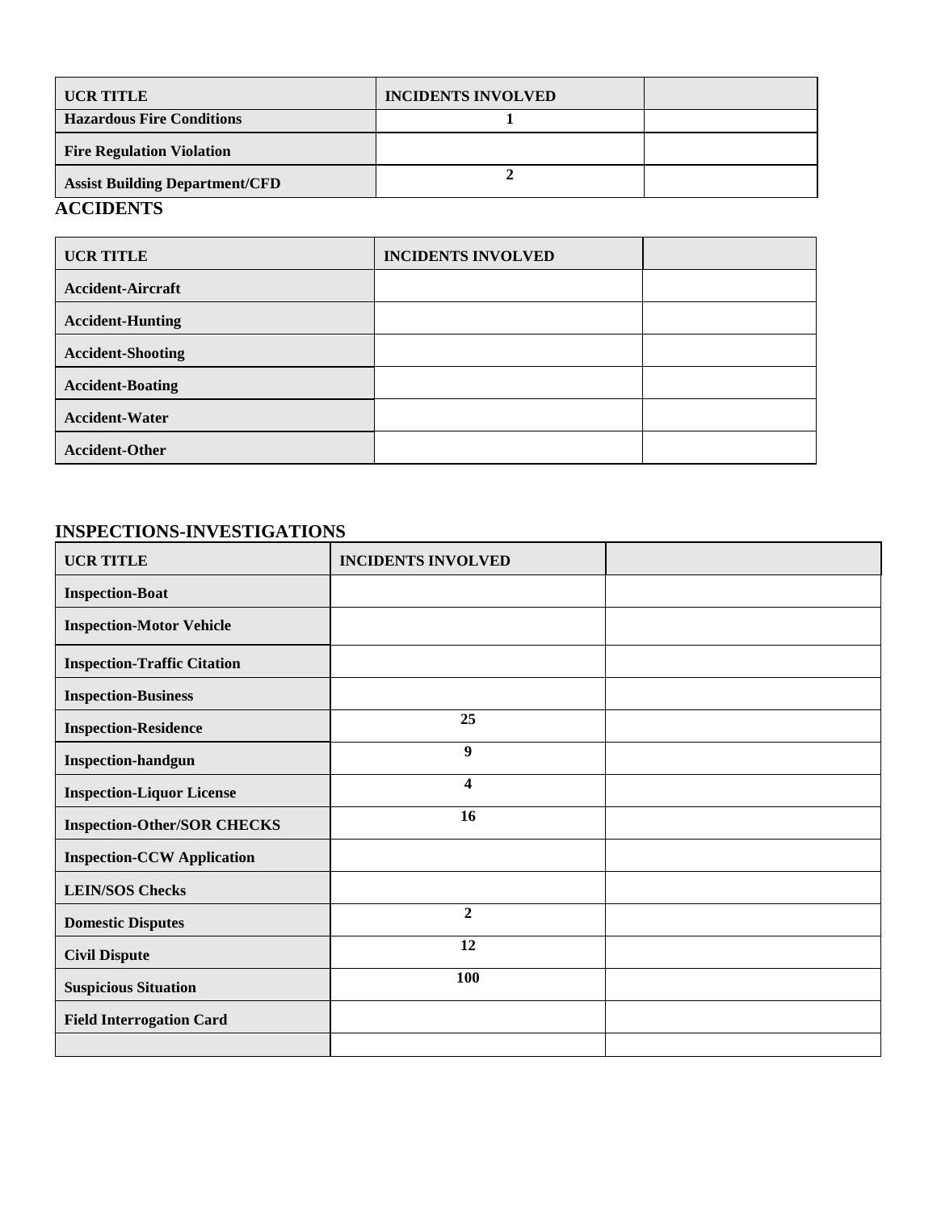| UCR TITLE | INCIDENTS INVOLVED | |
|---|---|---|
| Hazardous Fire Conditions | 1 | |
| Fire Regulation Violation | | |
| Assist Building Department/CFD | 2 | |

## ACCIDENTS

| UCR TITLE | INCIDENTS INVOLVED | |
|---|---|---|
| Accident-Aircraft | | |
| Accident-Hunting | | |
| Accident-Shooting | | |
| Accident-Boating | | |
| Accident-Water | | |
| Accident-Other | | |

## INSPECTIONS-INVESTIGATIONS

| UCR TITLE | INCIDENTS INVOLVED | |
|---|---|---|
| Inspection-Boat | | |
| Inspection-Motor Vehicle | | |
| Inspection-Traffic Citation | | |
| Inspection-Business | | |
| Inspection-Residence | 25 | |
| Inspection-handgun | 9 | |
| Inspection-Liquor License | 4 | |
| Inspection-Other/SOR CHECKS | 16 | |
| Inspection-CCW Application | | |
| LEIN/SOS Checks | | |
| Domestic Disputes | 2 | |
| Civil Dispute | 12 | |
| Suspicious Situation | 100 | |
| Field Interrogation Card | | |
| | | |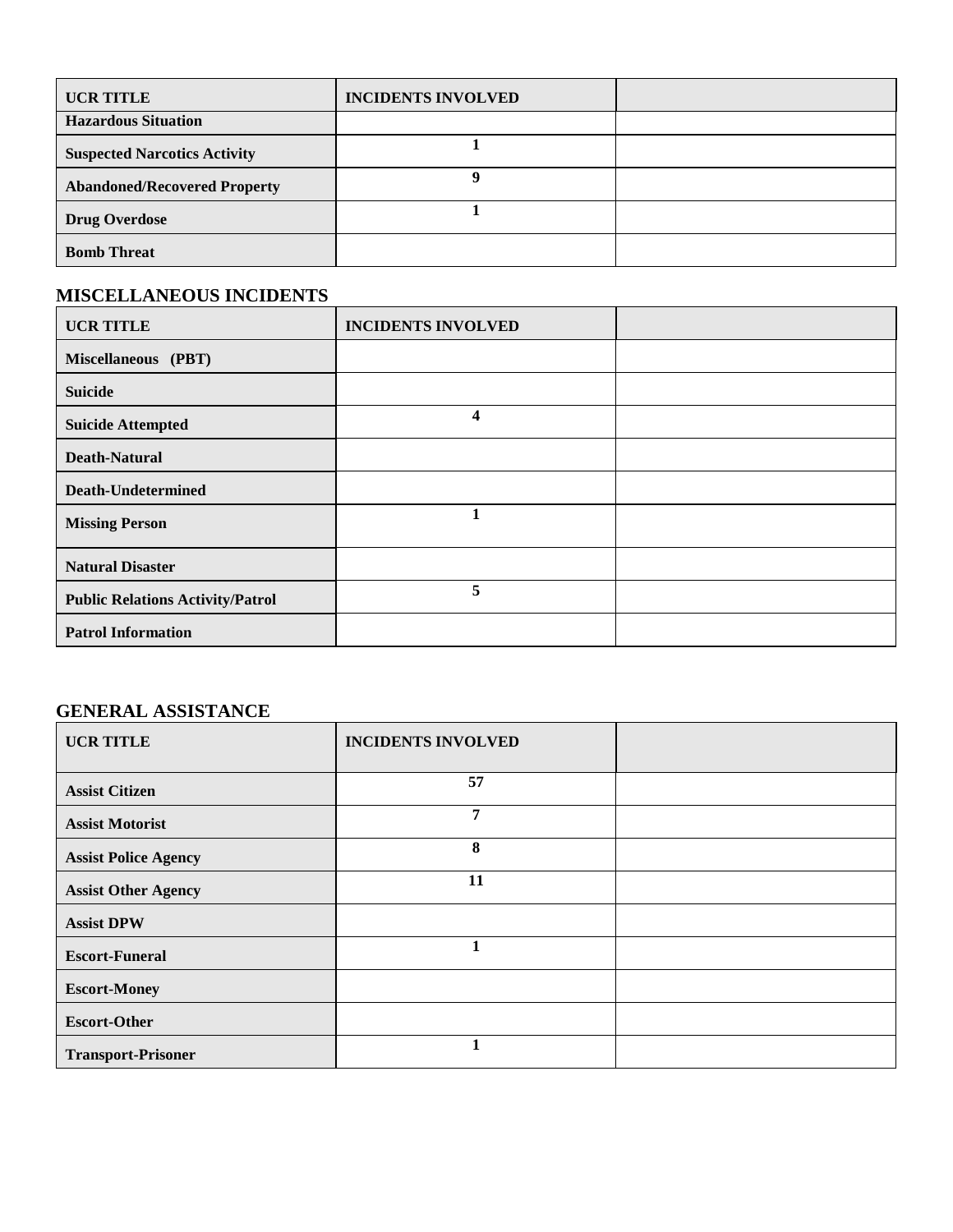| UCR TITLE | INCIDENTS INVOLVED | |
|---|---|---|
| **Hazardous Situation** | | |
| **Suspected Narcotics Activity** | **1** | |
| **Abandoned/Recovered Property** | **9** | |
| **Drug Overdose** | **1** | |
| **Bomb Threat** | | |

## MISCELLANEOUS INCIDENTS

| UCR TITLE | INCIDENTS INVOLVED | |
|---|---|---|
| **Miscellaneous (PBT)** | | |
| **Suicide** | | |
| **Suicide Attempted** | **4** | |
| **Death-Natural** | | |
| **Death-Undetermined** | | |
| **Missing Person** | **1** | |
| **Natural Disaster** | | |
| **Public Relations Activity/Patrol** | **5** | |
| **Patrol Information** | | |

## GENERAL ASSISTANCE

| UCR TITLE | INCIDENTS INVOLVED | |
|---|---|---|
| **Assist Citizen** | **57** | |
| **Assist Motorist** | **7** | |
| **Assist Police Agency** | **8** | |
| **Assist Other Agency** | **11** | |
| **Assist DPW** | | |
| **Escort-Funeral** | **1** | |
| **Escort-Money** | | |
| **Escort-Other** | | |
| **Transport-Prisoner** | **1** | |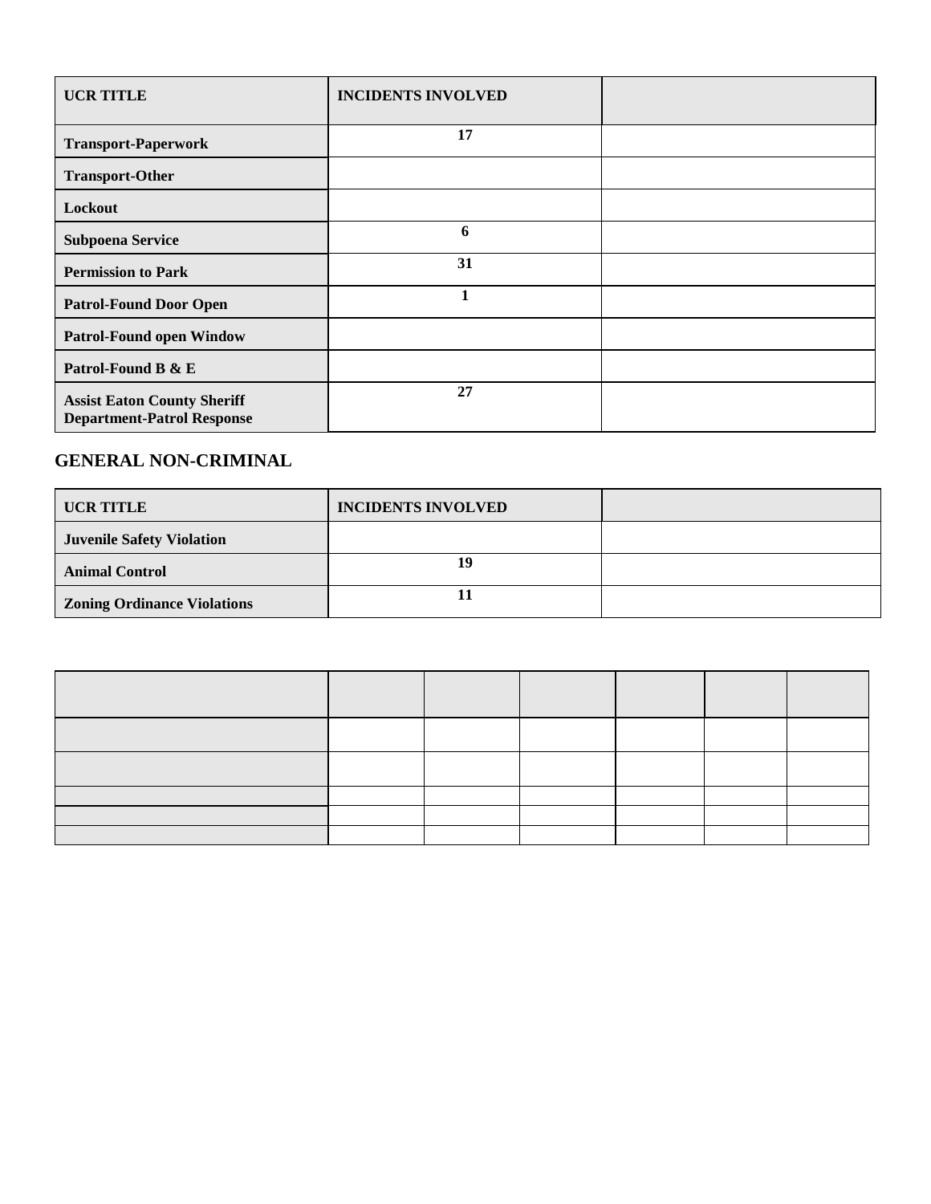| UCR TITLE | INCIDENTS INVOLVED | |
|---|---|---|
| **Transport-Paperwork** | **17** | |
| **Transport-Other** | | |
| **Lockout** | | |
| **Subpoena Service** | **6** | |
| **Permission to Park** | **31** | |
| **Patrol-Found Door Open** | **1** | |
| **Patrol-Found open Window** | | |
| **Patrol-Found B & E** | | |
| **Assist Eaton County Sheriff Department-Patrol Response** | **27** | |

## GENERAL NON-CRIMINAL

| UCR TITLE | INCIDENTS INVOLVED | |
|---|---|---|
| **Juvenile Safety Violation** | | |
| **Animal Control** | **19** | |
| **Zoning Ordinance Violations** | **11** | |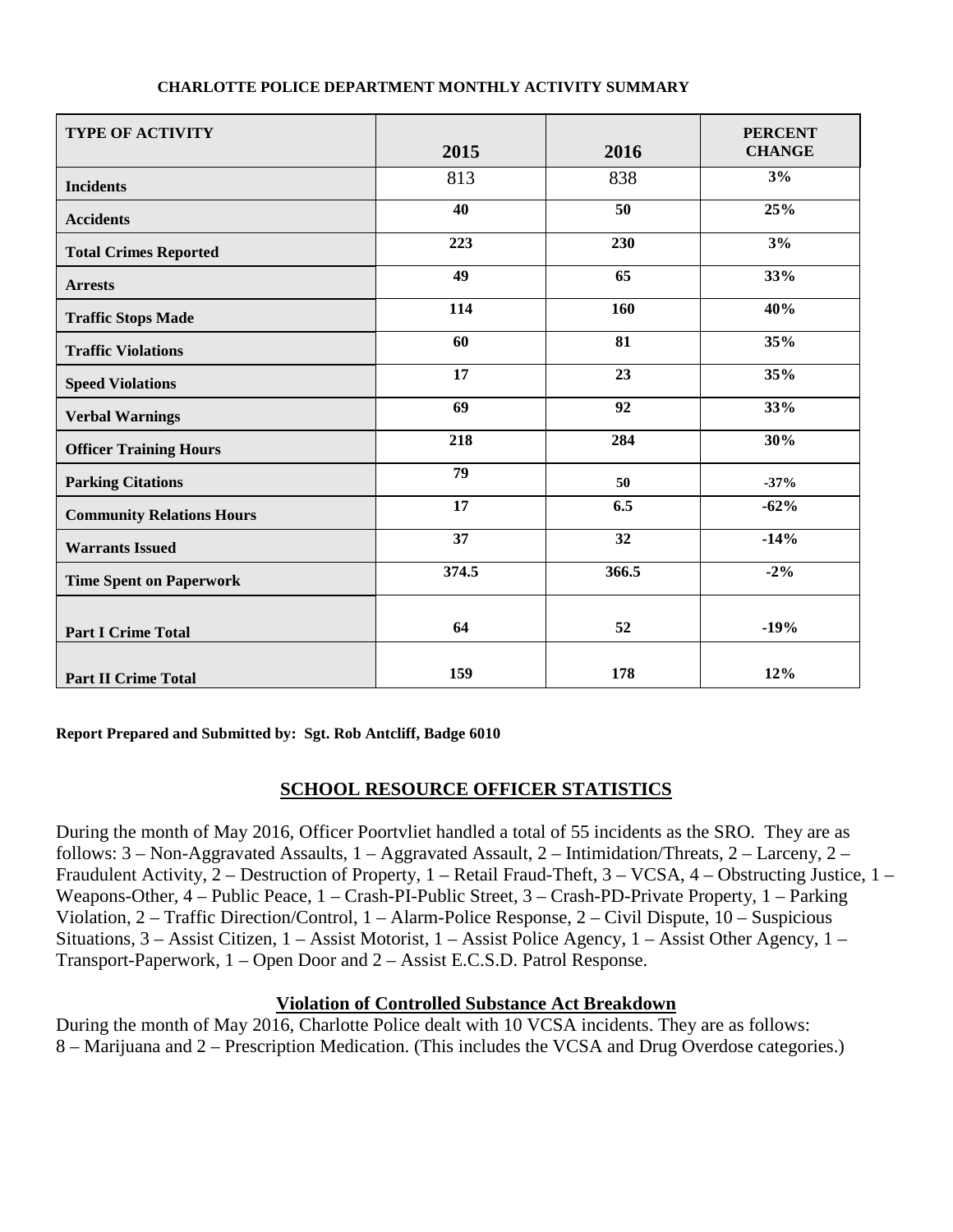**CHARLOTTE POLICE DEPARTMENT MONTHLY ACTIVITY SUMMARY**

| TYPE OF ACTIVITY | 2015 | 2016 | PERCENT CHANGE |
|---|---|---|---|
| **Incidents** | 813 | 838 | **3%** |
| **Accidents** | **40** | **50** | **25%** |
| **Total Crimes Reported** | **223** | **230** | **3%** |
| **Arrests** | **49** | **65** | **33%** |
| **Traffic Stops Made** | **114** | **160** | **40%** |
| **Traffic Violations** | **60** | **81** | **35%** |
| **Speed Violations** | **17** | **23** | **35%** |
| **Verbal Warnings** | **69** | **92** | **33%** |
| **Officer Training Hours** | **218** | **284** | **30%** |
| **Parking Citations** | **79** | **50** | **-37%** |
| **Community Relations Hours** | **17** | **6.5** | **-62%** |
| **Warrants Issued** | **37** | **32** | **-14%** |
| **Time Spent on Paperwork** | **374.5** | **366.5** | **-2%** |
| **Part I Crime Total** | **64** | **52** | **-19%** |
| **Part II Crime Total** | **159** | **178** | **12%** |

**Report Prepared and Submitted by: Sgt. Rob Antcliff, Badge 6010**

## SCHOOL RESOURCE OFFICER STATISTICS

During the month of May 2016, Officer Poortvliet handled a total of 55 incidents as the SRO. They are as follows: 3 – Non-Aggravated Assaults, 1 – Aggravated Assault, 2 – Intimidation/Threats, 2 – Larceny, 2 – Fraudulent Activity, 2 – Destruction of Property, 1 – Retail Fraud-Theft, 3 – VCSA, 4 – Obstructing Justice, 1 – Weapons-Other, 4 – Public Peace, 1 – Crash-PI-Public Street, 3 – Crash-PD-Private Property, 1 – Parking Violation, 2 – Traffic Direction/Control, 1 – Alarm-Police Response, 2 – Civil Dispute, 10 – Suspicious Situations, 3 – Assist Citizen, 1 – Assist Motorist, 1 – Assist Police Agency, 1 – Assist Other Agency, 1 – Transport-Paperwork, 1 – Open Door and 2 – Assist E.C.S.D. Patrol Response.

### Violation of Controlled Substance Act Breakdown

During the month of May 2016, Charlotte Police dealt with 10 VCSA incidents. They are as follows: 8 – Marijuana and 2 – Prescription Medication. (This includes the VCSA and Drug Overdose categories.)